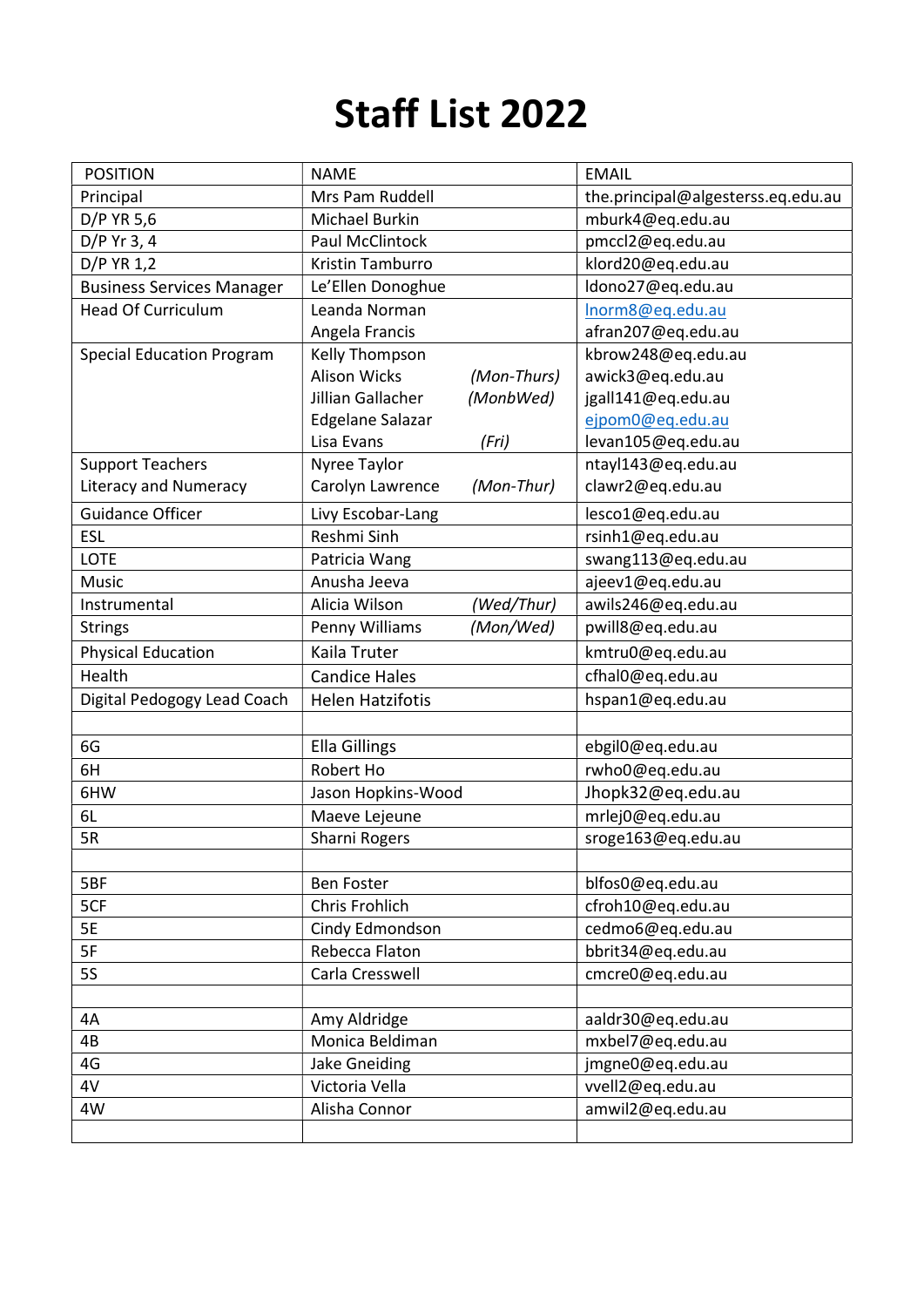# Staff List 2022

| POSITION | NAME | EMAIL |
|---|---|---|
| Principal | Mrs Pam Ruddell | the.principal@algesterss.eq.edu.au |
| D/P YR 5,6 | Michael Burkin | mburk4@eq.edu.au |
| D/P Yr 3, 4 | Paul McClintock | pmccl2@eq.edu.au |
| D/P YR 1,2 | Kristin Tamburro | klord20@eq.edu.au |
| Business Services Manager | Le'Ellen Donoghue | ldono27@eq.edu.au |
| Head Of Curriculum | Leanda Norman<br>Angela Francis | lnorm8@eq.edu.au<br>afran207@eq.edu.au |
| Special Education Program | Kelly Thompson<br>Alison Wicks *(Mon-Thurs)*<br>Jillian Gallacher *(MonbWed)*<br>Edgelane Salazar<br>Lisa Evans *(Fri)* | kbrow248@eq.edu.au<br>awick3@eq.edu.au<br>jgall141@eq.edu.au<br>ejpom0@eq.edu.au<br>levan105@eq.edu.au |
| Support Teachers<br>Literacy and Numeracy | Nyree Taylor<br>Carolyn Lawrence *(Mon-Thur)* | ntayl143@eq.edu.au<br>clawr2@eq.edu.au |
| Guidance Officer | Livy Escobar-Lang | lesco1@eq.edu.au |
| ESL | Reshmi Sinh | rsinh1@eq.edu.au |
| LOTE | Patricia Wang | swang113@eq.edu.au |
| Music | Anusha Jeeva | ajeev1@eq.edu.au |
| Instrumental | Alicia Wilson *(Wed/Thur)* | awils246@eq.edu.au |
| Strings | Penny Williams *(Mon/Wed)* | pwill8@eq.edu.au |
| Physical Education | Kaila Truter | kmtru0@eq.edu.au |
| Health | Candice Hales | cfhal0@eq.edu.au |
| Digital Pedogogy Lead Coach | Helen Hatzifotis | hspan1@eq.edu.au |
| | | |
| 6G | Ella Gillings | ebgil0@eq.edu.au |
| 6H | Robert Ho | rwho0@eq.edu.au |
| 6HW | Jason Hopkins-Wood | Jhopk32@eq.edu.au |
| 6L | Maeve Lejeune | mrlej0@eq.edu.au |
| 5R | Sharni Rogers | sroge163@eq.edu.au |
| | | |
| 5BF | Ben Foster | blfos0@eq.edu.au |
| 5CF | Chris Frohlich | cfroh10@eq.edu.au |
| 5E | Cindy Edmondson | cedmo6@eq.edu.au |
| 5F | Rebecca Flaton | bbrit34@eq.edu.au |
| 5S | Carla Cresswell | cmcre0@eq.edu.au |
| | | |
| 4A | Amy Aldridge | aaldr30@eq.edu.au |
| 4B | Monica Beldiman | mxbel7@eq.edu.au |
| 4G | Jake Gneiding | jmgne0@eq.edu.au |
| 4V | Victoria Vella | vvell2@eq.edu.au |
| 4W | Alisha Connor | amwil2@eq.edu.au |
| | | |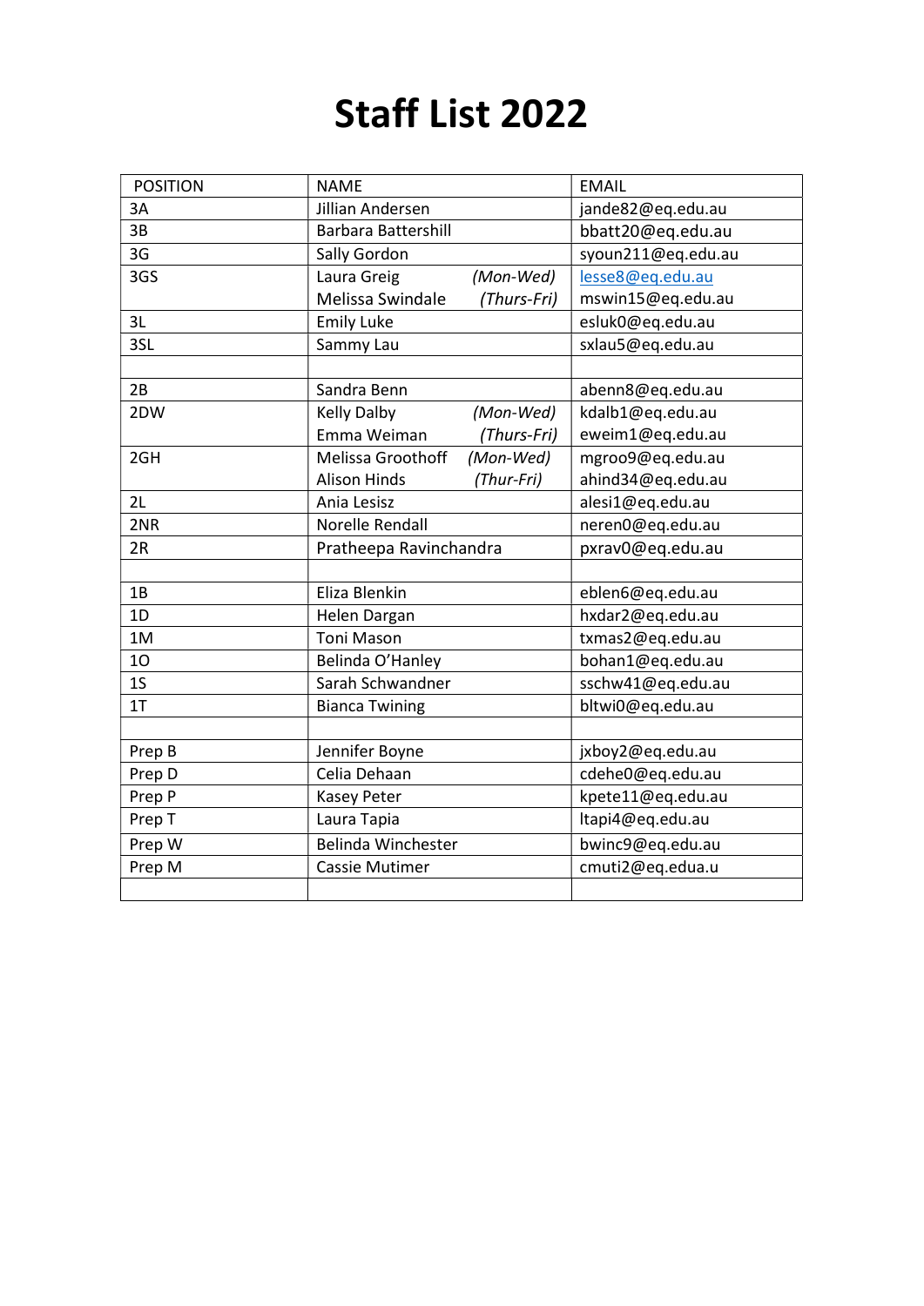# Staff List 2022

| POSITION | NAME | EMAIL |
|---|---|---|
| 3A | Jillian Andersen | jande82@eq.edu.au |
| 3B | Barbara Battershill | bbatt20@eq.edu.au |
| 3G | Sally Gordon | syoun211@eq.edu.au |
| 3GS | Laura Greig *(Mon-Wed)*<br>Melissa Swindale *(Thurs-Fri)* | lesse8@eq.edu.au<br>mswin15@eq.edu.au |
| 3L | Emily Luke | esluk0@eq.edu.au |
| 3SL | Sammy Lau | sxlau5@eq.edu.au |
| | | |
| 2B | Sandra Benn | abenn8@eq.edu.au |
| 2DW | Kelly Dalby *(Mon-Wed)*<br>Emma Weiman *(Thurs-Fri)* | kdalb1@eq.edu.au<br>eweim1@eq.edu.au |
| 2GH | Melissa Groothoff *(Mon-Wed)*<br>Alison Hinds *(Thur-Fri)* | mgroo9@eq.edu.au<br>ahind34@eq.edu.au |
| 2L | Ania Lesisz | alesi1@eq.edu.au |
| 2NR | Norelle Rendall | neren0@eq.edu.au |
| 2R | Pratheepa Ravinchandra | pxrav0@eq.edu.au |
| | | |
| 1B | Eliza Blenkin | eblen6@eq.edu.au |
| 1D | Helen Dargan | hxdar2@eq.edu.au |
| 1M | Toni Mason | txmas2@eq.edu.au |
| 1O | Belinda O'Hanley | bohan1@eq.edu.au |
| 1S | Sarah Schwandner | sschw41@eq.edu.au |
| 1T | Bianca Twining | bltwi0@eq.edu.au |
| | | |
| Prep B | Jennifer Boyne | jxboy2@eq.edu.au |
| Prep D | Celia Dehaan | cdehe0@eq.edu.au |
| Prep P | Kasey Peter | kpete11@eq.edu.au |
| Prep T | Laura Tapia | ltapi4@eq.edu.au |
| Prep W | Belinda Winchester | bwinc9@eq.edu.au |
| Prep M | Cassie Mutimer | cmuti2@eq.edua.u |
| | | |